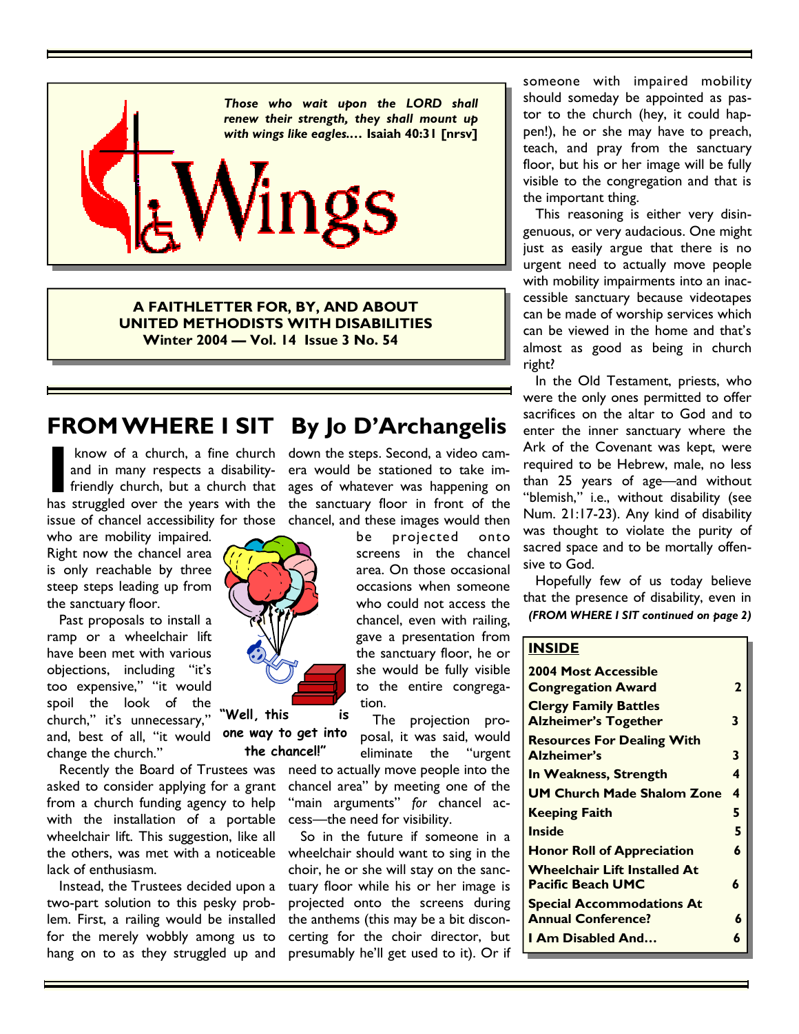*Those who wait upon the LORD shall renew their strength, they shall mount up with wings like eagles.…* **Isaiah 40:31 [nrsv]**

# Wings

**A FAITHLETTER FOR, BY, AND ABOUT UNITED METHODISTS WITH DISABILITIES**
**Winter 2004 — Vol. 14 Issue 3 No. 54**

## FROM WHERE I SIT By Jo D'Archangelis

I know of a church, a fine church and in many respects a disability-friendly church, but a church that has struggled over the years with the issue of chancel accessibility for those who are mobility impaired. Right now the chancel area is only reachable by three steep steps leading up from the sanctuary floor.

Past proposals to install a ramp or a wheelchair lift have been met with various objections, including "it's too expensive," "it would spoil the look of the church," it's unnecessary," and, best of all, "it would change the church."

Recently the Board of Trustees was asked to consider applying for a grant from a church funding agency to help with the installation of a portable wheelchair lift. This suggestion, like all the others, was met with a noticeable lack of enthusiasm.

Instead, the Trustees decided upon a two-part solution to this pesky problem. First, a railing would be installed for the merely wobbly among us to hang on to as they struggled up and down the steps. Second, a video camera would be stationed to take images of whatever was happening on the sanctuary floor in front of the chancel, and these images would then be projected onto screens in the chancel area. On those occasional occasions when someone who could not access the chancel, even with railing, gave a presentation from the sanctuary floor, he or she would be fully visible to the entire congregation.

**"Well, this is one way to get into the chancel!"**

The projection proposal, it was said, would eliminate the "urgent need to actually move people into the chancel area" by meeting one of the "main arguments" *for* chancel access—the need for visibility.

So in the future if someone in a wheelchair should want to sing in the choir, he or she will stay on the sanctuary floor while his or her image is projected onto the screens during the anthems (this may be a bit disconcerting for the choir director, but presumably he'll get used to it). Or if someone with impaired mobility should someday be appointed as pastor to the church (hey, it could happen!), he or she may have to preach, teach, and pray from the sanctuary floor, but his or her image will be fully visible to the congregation and that is the important thing.

This reasoning is either very disingenuous, or very audacious. One might just as easily argue that there is no urgent need to actually move people with mobility impairments into an inaccessible sanctuary because videotapes can be made of worship services which can be viewed in the home and that's almost as good as being in church right?

In the Old Testament, priests, who were the only ones permitted to offer sacrifices on the altar to God and to enter the inner sanctuary where the Ark of the Covenant was kept, were required to be Hebrew, male, no less than 25 years of age—and without "blemish," i.e., without disability (see Num. 21:17-23). Any kind of disability was thought to violate the purity of sacred space and to be mortally offensive to God.

Hopefully few of us today believe that the presence of disability, even in

***(FROM WHERE I SIT continued on page 2)***

## INSIDE

| | |
|---|---|
| **2004 Most Accessible Congregation Award** | **2** |
| **Clergy Family Battles Alzheimer's Together** | **3** |
| **Resources For Dealing With Alzheimer's** | **3** |
| **In Weakness, Strength** | **4** |
| **UM Church Made Shalom Zone** | **4** |
| **Keeping Faith** | **5** |
| **Inside** | **5** |
| **Honor Roll of Appreciation** | **6** |
| **Wheelchair Lift Installed At Pacific Beach UMC** | **6** |
| **Special Accommodations At Annual Conference?** | **6** |
| **I Am Disabled And…** | **6** |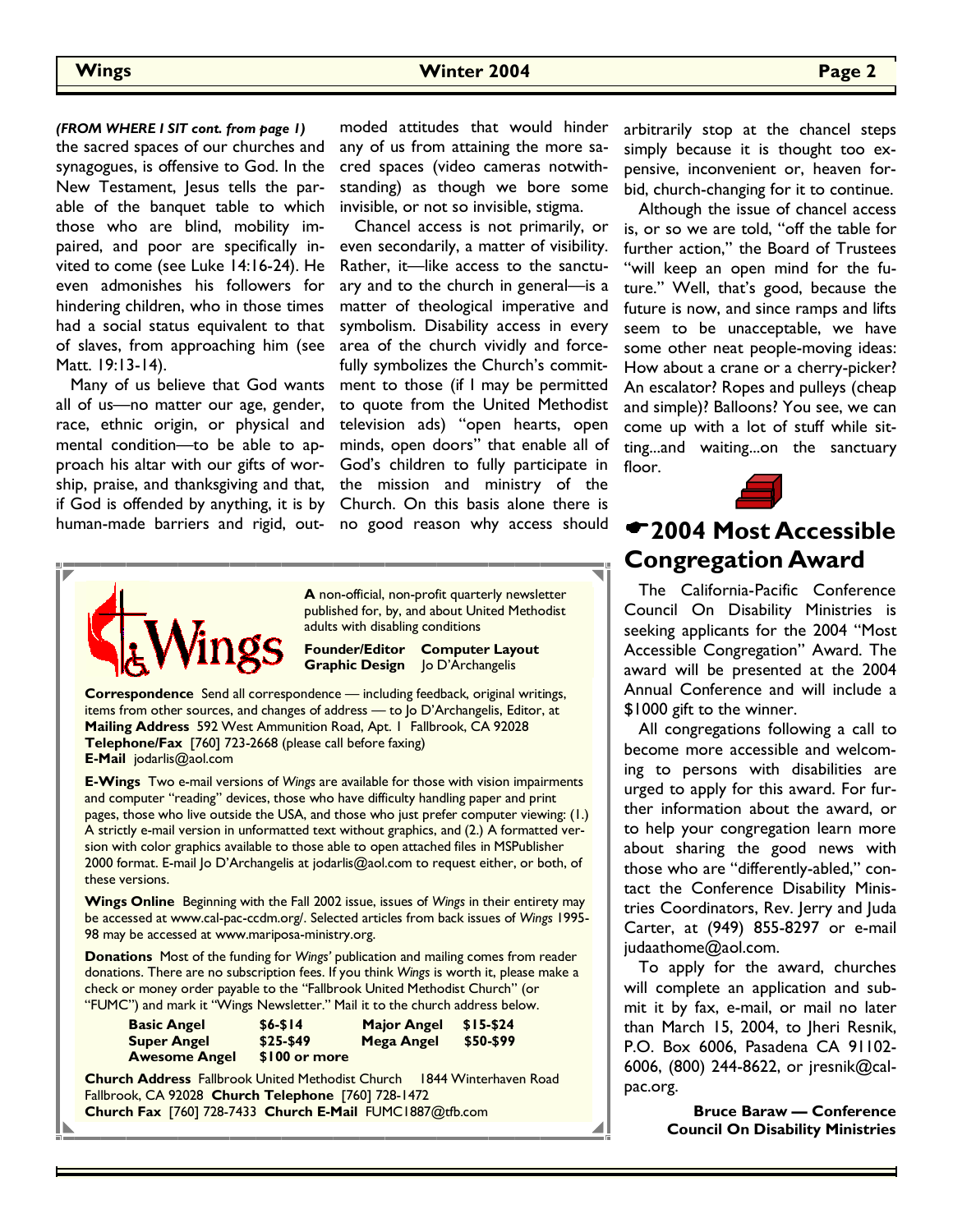*(FROM WHERE I SIT cont. from page 1)* the sacred spaces of our churches and synagogues, is offensive to God. In the New Testament, Jesus tells the parable of the banquet table to which those who are blind, mobility impaired, and poor are specifically invited to come (see Luke 14:16-24). He even admonishes his followers for hindering children, who in those times had a social status equivalent to that of slaves, from approaching him (see Matt. 19:13-14).

Many of us believe that God wants all of us—no matter our age, gender, race, ethnic origin, or physical and mental condition—to be able to approach his altar with our gifts of worship, praise, and thanksgiving and that, if God is offended by anything, it is by human-made barriers and rigid, outmoded attitudes that would hinder any of us from attaining the more sacred spaces (video cameras notwithstanding) as though we bore some invisible, or not so invisible, stigma.

Chancel access is not primarily, or even secondarily, a matter of visibility. Rather, it—like access to the sanctuary and to the church in general—is a matter of theological imperative and symbolism. Disability access in every area of the church vividly and forcefully symbolizes the Church's commitment to those (if I may be permitted to quote from the United Methodist television ads) "open hearts, open minds, open doors" that enable all of God's children to fully participate in the mission and ministry of the Church. On this basis alone there is no good reason why access should arbitrarily stop at the chancel steps simply because it is thought too expensive, inconvenient or, heaven forbid, church-changing for it to continue.

Although the issue of chancel access is, or so we are told, "off the table for further action," the Board of Trustees "will keep an open mind for the future." Well, that's good, because the future is now, and since ramps and lifts seem to be unacceptable, we have some other neat people-moving ideas: How about a crane or a cherry-picker? An escalator? Ropes and pulleys (cheap and simple)? Balloons? You see, we can come up with a lot of stuff while sitting...and waiting...on the sanctuary floor.

## ☛2004 Most Accessible Congregation Award

The California-Pacific Conference Council On Disability Ministries is seeking applicants for the 2004 "Most Accessible Congregation" Award. The award will be presented at the 2004 Annual Conference and will include a $1000 gift to the winner.

All congregations following a call to become more accessible and welcoming to persons with disabilities are urged to apply for this award. For further information about the award, or to help your congregation learn more about sharing the good news with those who are "differently-abled," contact the Conference Disability Ministries Coordinators, Rev. Jerry and Juda Carter, at (949) 855-8297 or e-mail judaathome@aol.com.

To apply for the award, churches will complete an application and submit it by fax, e-mail, or mail no later than March 15, 2004, to Jheri Resnik, P.O. Box 6006, Pasadena CA 91102-6006, (800) 244-8622, or jresnik@cal-pac.org.

**Bruce Baraw — Conference Council On Disability Ministries**

---

**Wings**

**A** non-official, non-profit quarterly newsletter published for, by, and about United Methodist adults with disabling conditions

**Founder/Editor Computer Layout Graphic Design** Jo D'Archangelis

**Correspondence** Send all correspondence — including feedback, original writings, items from other sources, and changes of address — to Jo D'Archangelis, Editor, at
**Mailing Address** 592 West Ammunition Road, Apt. 1 Fallbrook, CA 92028
**Telephone/Fax** [760] 723-2668 (please call before faxing)
**E-Mail** jodarlis@aol.com

**E-Wings** Two e-mail versions of *Wings* are available for those with vision impairments and computer "reading" devices, those who have difficulty handling paper and print pages, those who live outside the USA, and those who just prefer computer viewing: (1.) A strictly e-mail version in unformatted text without graphics, and (2.) A formatted version with color graphics available to those able to open attached files in MSPublisher 2000 format. E-mail Jo D'Archangelis at jodarlis@aol.com to request either, or both, of these versions.

**Wings Online** Beginning with the Fall 2002 issue, issues of *Wings* in their entirety may be accessed at www.cal-pac-ccdm.org/. Selected articles from back issues of *Wings* 1995-98 may be accessed at www.mariposa-ministry.org.

**Donations** Most of the funding for *Wings'* publication and mailing comes from reader donations. There are no subscription fees. If you think *Wings* is worth it, please make a check or money order payable to the "Fallbrook United Methodist Church" (or "FUMC") and mark it "Wings Newsletter." Mail it to the church address below.

| | | | |
|---|---|---|---|
| **Basic Angel** | **$6-$14** | **Major Angel** | **$15-$24** |
| **Super Angel** | **$25-$49** | **Mega Angel** | **$50-$99** |
| **Awesome Angel** | **$100 or more** | | |

**Church Address** Fallbrook United Methodist Church 1844 Winterhaven Road Fallbrook, CA 92028 **Church Telephone** [760] 728-1472
**Church Fax** [760] 728-7433 **Church E-Mail** FUMC1887@tfb.com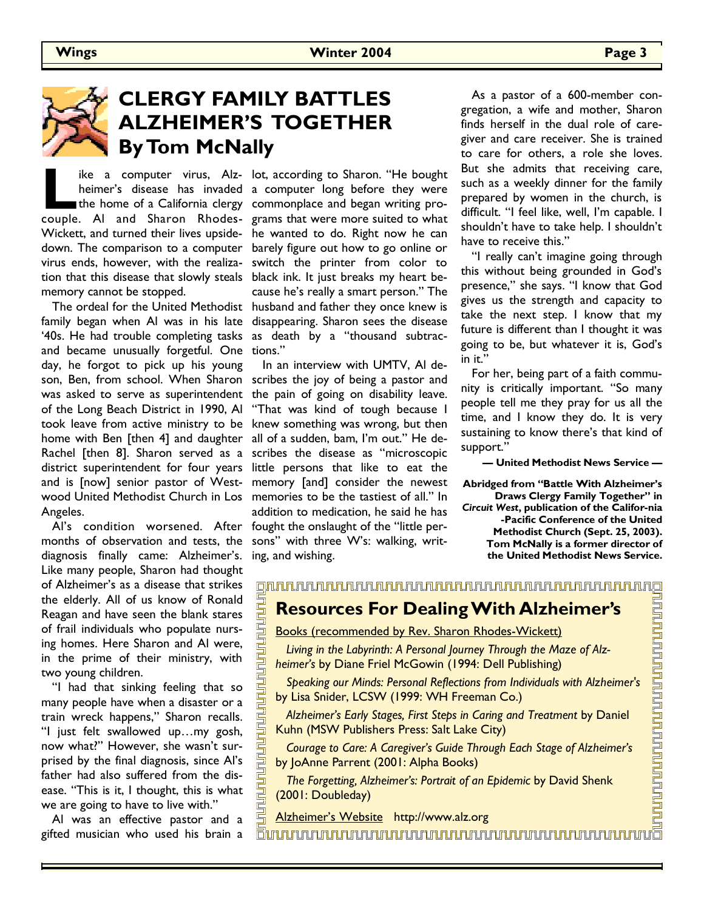# CLERGY FAMILY BATTLES ALZHEIMER'S TOGETHER
## By Tom McNally

Like a computer virus, Alzheimer's disease has invaded the home of a California clergy couple. Al and Sharon Rhodes-Wickett, and turned their lives upside-down. The comparison to a computer virus ends, however, with the realization that this disease that slowly steals memory cannot be stopped.

The ordeal for the United Methodist family began when Al was in his late '40s. He had trouble completing tasks and became unusually forgetful. One day, he forgot to pick up his young son, Ben, from school. When Sharon was asked to serve as superintendent of the Long Beach District in 1990, Al took leave from active ministry to be home with Ben [then 4] and daughter Rachel [then 8]. Sharon served as a district superintendent for four years and is [now] senior pastor of Westwood United Methodist Church in Los Angeles.

Al's condition worsened. After months of observation and tests, the diagnosis finally came: Alzheimer's. Like many people, Sharon had thought of Alzheimer's as a disease that strikes the elderly. All of us know of Ronald Reagan and have seen the blank stares of frail individuals who populate nursing homes. Here Sharon and Al were, in the prime of their ministry, with two young children.

"I had that sinking feeling that so many people have when a disaster or a train wreck happens," Sharon recalls. "I just felt swallowed up…my gosh, now what?" However, she wasn't surprised by the final diagnosis, since Al's father had also suffered from the disease. "This is it, I thought, this is what we are going to have to live with."

Al was an effective pastor and a gifted musician who used his brain a lot, according to Sharon. "He bought a computer long before they were commonplace and began writing programs that were more suited to what he wanted to do. Right now he can barely figure out how to go online or switch the printer from color to black ink. It just breaks my heart because he's really a smart person." The husband and father they once knew is disappearing. Sharon sees the disease as death by a "thousand subtractions."

In an interview with UMTV, Al describes the joy of being a pastor and the pain of going on disability leave. "That was kind of tough because I knew something was wrong, but then all of a sudden, bam, I'm out." He describes the disease as "microscopic little persons that like to eat the memory [and] consider the newest memories to be the tastiest of all." In addition to medication, he said he has fought the onslaught of the "little persons" with three W's: walking, writing, and wishing.

As a pastor of a 600-member congregation, a wife and mother, Sharon finds herself in the dual role of caregiver and care receiver. She is trained to care for others, a role she loves. But she admits that receiving care, such as a weekly dinner for the family prepared by women in the church, is difficult. "I feel like, well, I'm capable. I shouldn't have to take help. I shouldn't have to receive this."

"I really can't imagine going through this without being grounded in God's presence," she says. "I know that God gives us the strength and capacity to take the next step. I know that my future is different than I thought it was going to be, but whatever it is, God's in it."

For her, being part of a faith community is critically important. "So many people tell me they pray for us all the time, and I know they do. It is very sustaining to know there's that kind of support."

**— United Methodist News Service —**

**Abridged from "Battle With Alzheimer's Draws Clergy Family Together" in *Circuit West*, publication of the Califor-nia -Pacific Conference of the United Methodist Church (Sept. 25, 2003). Tom McNally is a former director of the United Methodist News Service.**

## Resources For Dealing With Alzheimer's

Books (recommended by Rev. Sharon Rhodes-Wickett)

*Living in the Labyrinth: A Personal Journey Through the Maze of Alzheimer's* by Diane Friel McGowin (1994: Dell Publishing)

*Speaking our Minds: Personal Reflections from Individuals with Alzheimer's* by Lisa Snider, LCSW (1999: WH Freeman Co.)

*Alzheimer's Early Stages, First Steps in Caring and Treatment* by Daniel Kuhn (MSW Publishers Press: Salt Lake City)

*Courage to Care: A Caregiver's Guide Through Each Stage of Alzheimer's* by JoAnne Parrent (2001: Alpha Books)

*The Forgetting, Alzheimer's: Portrait of an Epidemic* by David Shenk (2001: Doubleday)

Alzheimer's Website http://www.alz.org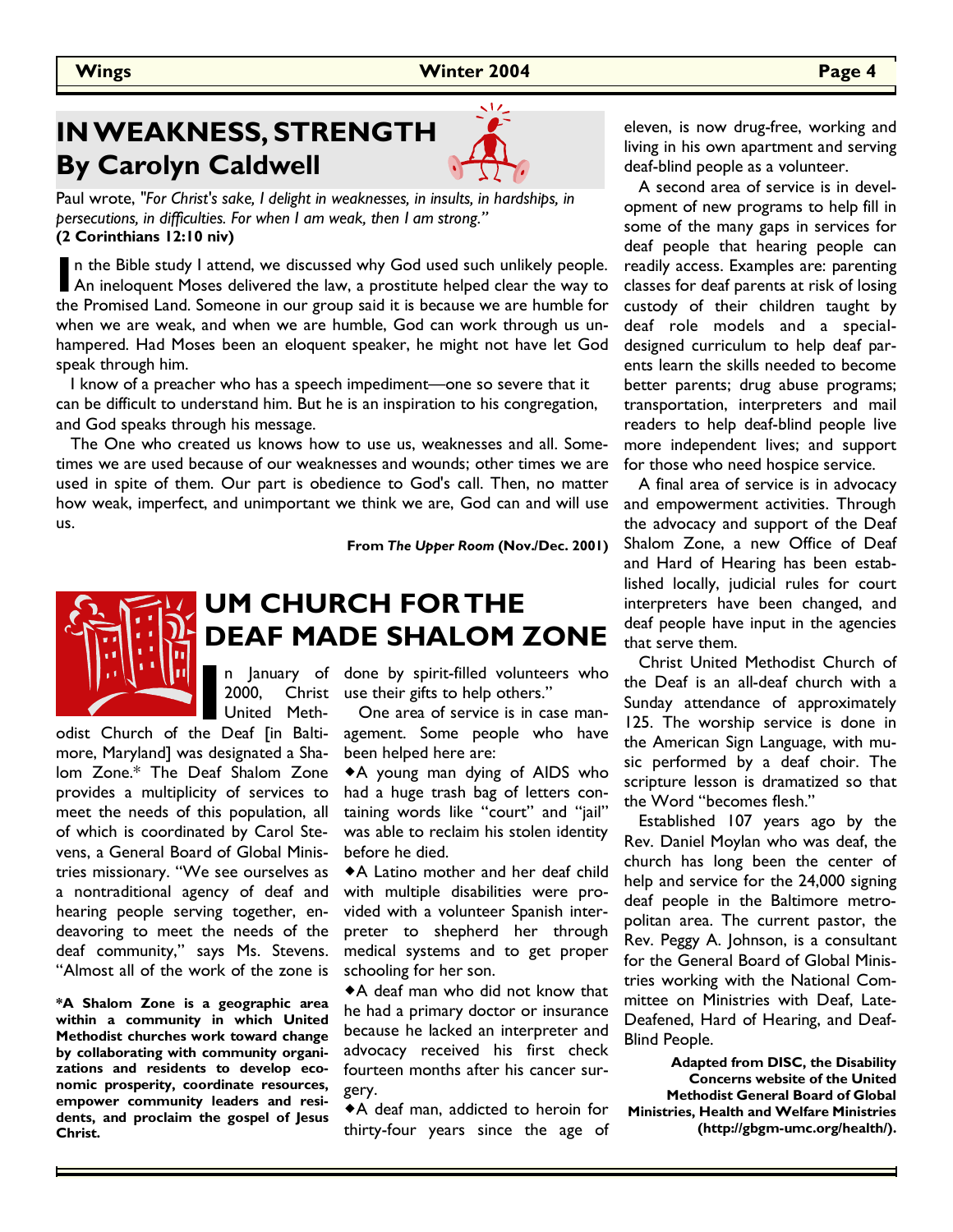## IN WEAKNESS, STRENGTH
## By Carolyn Caldwell

Paul wrote, *"For Christ's sake, I delight in weaknesses, in insults, in hardships, in persecutions, in difficulties. For when I am weak, then I am strong."*
**(2 Corinthians 12:10 niv)**

In the Bible study I attend, we discussed why God used such unlikely people. An ineloquent Moses delivered the law, a prostitute helped clear the way to the Promised Land. Someone in our group said it is because we are humble for when we are weak, and when we are humble, God can work through us unhampered. Had Moses been an eloquent speaker, he might not have let God speak through him.

I know of a preacher who has a speech impediment—one so severe that it can be difficult to understand him. But he is an inspiration to his congregation, and God speaks through his message.

The One who created us knows how to use us, weaknesses and all. Sometimes we are used because of our weaknesses and wounds; other times we are used in spite of them. Our part is obedience to God's call. Then, no matter how weak, imperfect, and unimportant we think we are, God can and will use us.

**From *The Upper Room* (Nov./Dec. 2001)**

## UM CHURCH FOR THE DEAF MADE SHALOM ZONE

In January of 2000, Christ United Methodist Church of the Deaf [in Baltimore, Maryland] was designated a Shalom Zone.* The Deaf Shalom Zone provides a multiplicity of services to meet the needs of this population, all of which is coordinated by Carol Stevens, a General Board of Global Ministries missionary. "We see ourselves as a nontraditional agency of deaf and hearing people serving together, endeavoring to meet the needs of the deaf community," says Ms. Stevens. "Almost all of the work of the zone is done by spirit-filled volunteers who use their gifts to help others."

One area of service is in case management. Some people who have been helped here are:

- A young man dying of AIDS who had a huge trash bag of letters containing words like "court" and "jail" was able to reclaim his stolen identity before he died.
- A Latino mother and her deaf child with multiple disabilities were provided with a volunteer Spanish interpreter to shepherd her through medical systems and to get proper schooling for her son.
- A deaf man who did not know that he had a primary doctor or insurance because he lacked an interpreter and advocacy received his first check fourteen months after his cancer surgery.
- A deaf man, addicted to heroin for thirty-four years since the age of eleven, is now drug-free, working and living in his own apartment and serving deaf-blind people as a volunteer.

A second area of service is in development of new programs to help fill in some of the many gaps in services for deaf people that hearing people can readily access. Examples are: parenting classes for deaf parents at risk of losing custody of their children taught by deaf role models and a special-designed curriculum to help deaf parents learn the skills needed to become better parents; drug abuse programs; transportation, interpreters and mail readers to help deaf-blind people live more independent lives; and support for those who need hospice service.

A final area of service is in advocacy and empowerment activities. Through the advocacy and support of the Deaf Shalom Zone, a new Office of Deaf and Hard of Hearing has been established locally, judicial rules for court interpreters have been changed, and deaf people have input in the agencies that serve them.

Christ United Methodist Church of the Deaf is an all-deaf church with a Sunday attendance of approximately 125. The worship service is done in the American Sign Language, with music performed by a deaf choir. The scripture lesson is dramatized so that the Word "becomes flesh."

Established 107 years ago by the Rev. Daniel Moylan who was deaf, the church has long been the center of help and service for the 24,000 signing deaf people in the Baltimore metropolitan area. The current pastor, the Rev. Peggy A. Johnson, is a consultant for the General Board of Global Ministries working with the National Committee on Ministries with Deaf, Late-Deafened, Hard of Hearing, and Deaf-Blind People.

**Adapted from DISC, the Disability Concerns website of the United Methodist General Board of Global Ministries, Health and Welfare Ministries (http://gbgm-umc.org/health/).**

**\*A Shalom Zone is a geographic area within a community in which United Methodist churches work toward change by collaborating with community organizations and residents to develop economic prosperity, coordinate resources, empower community leaders and residents, and proclaim the gospel of Jesus Christ.**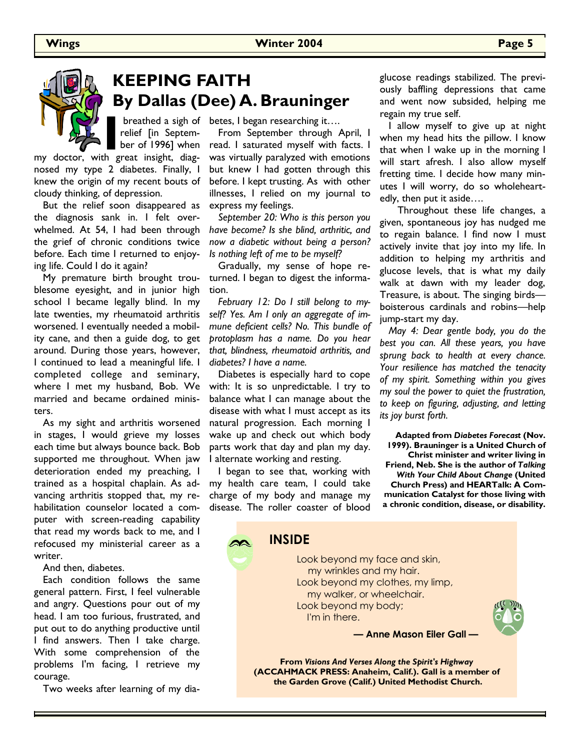# KEEPING FAITH

## By Dallas (Dee) A. Brauninger

I breathed a sigh of relief [in September of 1996] when my doctor, with great insight, diagnosed my type 2 diabetes. Finally, I knew the origin of my recent bouts of cloudy thinking, of depression.

But the relief soon disappeared as the diagnosis sank in. I felt overwhelmed. At 54, I had been through the grief of chronic conditions twice before. Each time I returned to enjoying life. Could I do it again?

My premature birth brought troublesome eyesight, and in junior high school I became legally blind. In my late twenties, my rheumatoid arthritis worsened. I eventually needed a mobility cane, and then a guide dog, to get around. During those years, however, I continued to lead a meaningful life. I completed college and seminary, where I met my husband, Bob. We married and became ordained ministers.

As my sight and arthritis worsened in stages, I would grieve my losses each time but always bounce back. Bob supported me throughout. When jaw deterioration ended my preaching, I trained as a hospital chaplain. As advancing arthritis stopped that, my rehabilitation counselor located a computer with screen-reading capability that read my words back to me, and I refocused my ministerial career as a writer.

And then, diabetes.

Each condition follows the same general pattern. First, I feel vulnerable and angry. Questions pour out of my head. I am too furious, frustrated, and put out to do anything productive until I find answers. Then I take charge. With some comprehension of the problems I'm facing, I retrieve my courage.

Two weeks after learning of my diabetes, I began researching it….

From September through April, I read. I saturated myself with facts. I was virtually paralyzed with emotions but knew I had gotten through this before. I kept trusting. As with other illnesses, I relied on my journal to express my feelings.

*September 20: Who is this person you have become? Is she blind, arthritic, and now a diabetic without being a person? Is nothing left of me to be myself?*

Gradually, my sense of hope returned. I began to digest the information.

*February 12: Do I still belong to myself? Yes. Am I only an aggregate of immune deficient cells? No. This bundle of protoplasm has a name. Do you hear that, blindness, rheumatoid arthritis, and diabetes? I have a name.*

Diabetes is especially hard to cope with: It is so unpredictable. I try to balance what I can manage about the disease with what I must accept as its natural progression. Each morning I wake up and check out which body parts work that day and plan my day. I alternate working and resting.

I began to see that, working with my health care team, I could take charge of my body and manage my disease. The roller coaster of blood glucose readings stabilized. The previously baffling depressions that came and went now subsided, helping me regain my true self.

I allow myself to give up at night when my head hits the pillow. I know that when I wake up in the morning I will start afresh. I also allow myself fretting time. I decide how many minutes I will worry, do so wholeheartedly, then put it aside….

Throughout these life changes, a given, spontaneous joy has nudged me to regain balance. I find now I must actively invite that joy into my life. In addition to helping my arthritis and glucose levels, that is what my daily walk at dawn with my leader dog, Treasure, is about. The singing birds—boisterous cardinals and robins—help jump-start my day.

*May 4: Dear gentle body, you do the best you can. All these years, you have sprung back to health at every chance. Your resilience has matched the tenacity of my spirit. Something within you gives my soul the power to quiet the frustration, to keep on figuring, adjusting, and letting its joy burst forth.*

**Adapted from *Diabetes Forecast* (Nov. 1999). Brauninger is a United Church of Christ minister and writer living in Friend, Neb. She is the author of *Talking With Your Child About Change* (United Church Press) and HEARTalk: A Communication Catalyst for those living with a chronic condition, disease, or disability.**

## INSIDE

Look beyond my face and skin,
 my wrinkles and my hair.
Look beyond my clothes, my limp,
 my walker, or wheelchair.
Look beyond my body;
 I'm in there.

**— Anne Mason Eiler Gall —**

**From *Visions And Verses Along the Spirit's Highway* (ACCAHMACK PRESS: Anaheim, Calif.). Gall is a member of the Garden Grove (Calif.) United Methodist Church.**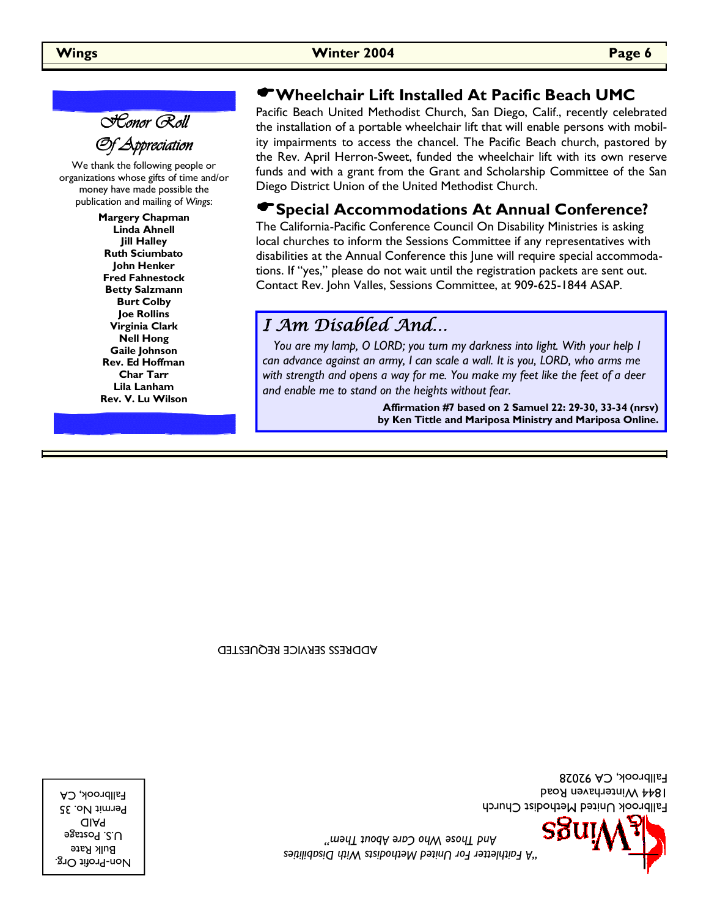## Honor Roll Of Appreciation

We thank the following people or organizations whose gifts of time and/or money have made possible the publication and mailing of *Wings*:

**Margery Chapman**
**Linda Ahnell**
**Jill Halley**
**Ruth Sciumbato**
**John Henker**
**Fred Fahnestock**
**Betty Salzmann**
**Burt Colby**
**Joe Rollins**
**Virginia Clark**
**Nell Hong**
**Gaile Johnson**
**Rev. Ed Hoffman**
**Char Tarr**
**Lila Lanham**
**Rev. V. Lu Wilson**

## ☛Wheelchair Lift Installed At Pacific Beach UMC

Pacific Beach United Methodist Church, San Diego, Calif., recently celebrated the installation of a portable wheelchair lift that will enable persons with mobility impairments to access the chancel. The Pacific Beach church, pastored by the Rev. April Herron-Sweet, funded the wheelchair lift with its own reserve funds and with a grant from the Grant and Scholarship Committee of the San Diego District Union of the United Methodist Church.

## ☛Special Accommodations At Annual Conference?

The California-Pacific Conference Council On Disability Ministries is asking local churches to inform the Sessions Committee if any representatives with disabilities at the Annual Conference this June will require special accommodations. If "yes," please do not wait until the registration packets are sent out. Contact Rev. John Valles, Sessions Committee, at 909-625-1844 ASAP.

## *I Am Disabled And…*

*You are my lamp, O LORD; you turn my darkness into light. With your help I can advance against an army, I can scale a wall. It is you, LORD, who arms me with strength and opens a way for me. You make my feet like the feet of a deer and enable me to stand on the heights without fear.*

**Affirmation #7 based on 2 Samuel 22: 29-30, 33-34 (nrsv) by Ken Tittle and Mariposa Ministry and Mariposa Online.**

---

Wings

*"A Faithletter For United Methodists With Disabilities And Those Who Care About Them"*

Fallbrook United Methodist Church
1844 Winterhaven Road
Fallbrook, CA 92028

Non-Profit Org.
Bulk Rate
U.S. Postage
PAID
Permit No. 35
Fallbrook, CA

ADDRESS SERVICE REQUESTED